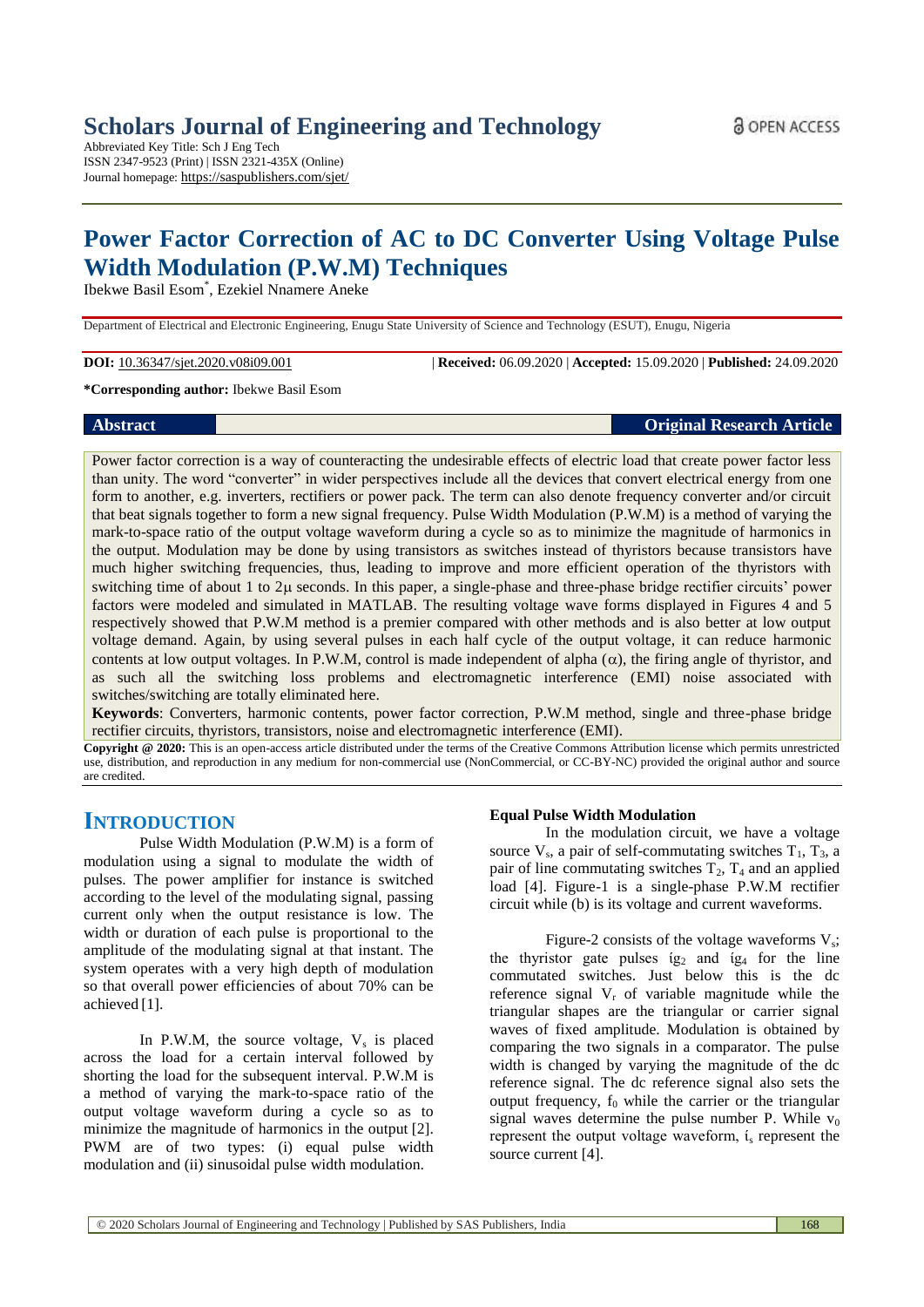# Scholars Journal of Engineering and Technology

Abbreviated Key Title: Sch J Eng Tech
ISSN 2347-9523 (Print) | ISSN 2321-435X (Online)
Journal homepage: https://saspublishers.com/sjet/

OPEN ACCESS

# Power Factor Correction of AC to DC Converter Using Voltage Pulse Width Modulation (P.W.M) Techniques

Ibekwe Basil Esom*, Ezekiel Nnamere Aneke

Department of Electrical and Electronic Engineering, Enugu State University of Science and Technology (ESUT), Enugu, Nigeria

**DOI:** 10.36347/sjet.2020.v08i09.001 | **Received:** 06.09.2020 | **Accepted:** 15.09.2020 | **Published:** 24.09.2020

***Corresponding author:** Ibekwe Basil Esom

**Abstract** **Original Research Article**

Power factor correction is a way of counteracting the undesirable effects of electric load that create power factor less than unity. The word "converter" in wider perspectives include all the devices that convert electrical energy from one form to another, e.g. inverters, rectifiers or power pack. The term can also denote frequency converter and/or circuit that beat signals together to form a new signal frequency. Pulse Width Modulation (P.W.M) is a method of varying the mark-to-space ratio of the output voltage waveform during a cycle so as to minimize the magnitude of harmonics in the output. Modulation may be done by using transistors as switches instead of thyristors because transistors have much higher switching frequencies, thus, leading to improve and more efficient operation of the thyristors with switching time of about 1 to 2μ seconds. In this paper, a single-phase and three-phase bridge rectifier circuits' power factors were modeled and simulated in MATLAB. The resulting voltage wave forms displayed in Figures 4 and 5 respectively showed that P.W.M method is a premier compared with other methods and is also better at low output voltage demand. Again, by using several pulses in each half cycle of the output voltage, it can reduce harmonic contents at low output voltages. In P.W.M, control is made independent of alpha ($\alpha$), the firing angle of thyristor, and as such all the switching loss problems and electromagnetic interference (EMI) noise associated with switches/switching are totally eliminated here.

**Keywords**: Converters, harmonic contents, power factor correction, P.W.M method, single and three-phase bridge rectifier circuits, thyristors, transistors, noise and electromagnetic interference (EMI).

**Copyright @ 2020:** This is an open-access article distributed under the terms of the Creative Commons Attribution license which permits unrestricted use, distribution, and reproduction in any medium for non-commercial use (NonCommercial, or CC-BY-NC) provided the original author and source are credited.

## INTRODUCTION

Pulse Width Modulation (P.W.M) is a form of modulation using a signal to modulate the width of pulses. The power amplifier for instance is switched according to the level of the modulating signal, passing current only when the output resistance is low. The width or duration of each pulse is proportional to the amplitude of the modulating signal at that instant. The system operates with a very high depth of modulation so that overall power efficiencies of about 70% can be achieved [1].

In P.W.M, the source voltage, $V_s$ is placed across the load for a certain interval followed by shorting the load for the subsequent interval. P.W.M is a method of varying the mark-to-space ratio of the output voltage waveform during a cycle so as to minimize the magnitude of harmonics in the output [2]. PWM are of two types: (i) equal pulse width modulation and (ii) sinusoidal pulse width modulation.

### Equal Pulse Width Modulation

In the modulation circuit, we have a voltage source $V_s$, a pair of self-commutating switches $T_1$, $T_3$, a pair of line commutating switches $T_2$, $T_4$ and an applied load [4]. Figure-1 is a single-phase P.W.M rectifier circuit while (b) is its voltage and current waveforms.

Figure-2 consists of the voltage waveforms $V_s$; the thyristor gate pulses $i_{g2}$ and $i_{g4}$ for the line commutated switches. Just below this is the dc reference signal $V_r$ of variable magnitude while the triangular shapes are the triangular or carrier signal waves of fixed amplitude. Modulation is obtained by comparing the two signals in a comparator. The pulse width is changed by varying the magnitude of the dc reference signal. The dc reference signal also sets the output frequency, $f_0$ while the carrier or the triangular signal waves determine the pulse number P. While $v_0$ represent the output voltage waveform, $i_s$ represent the source current [4].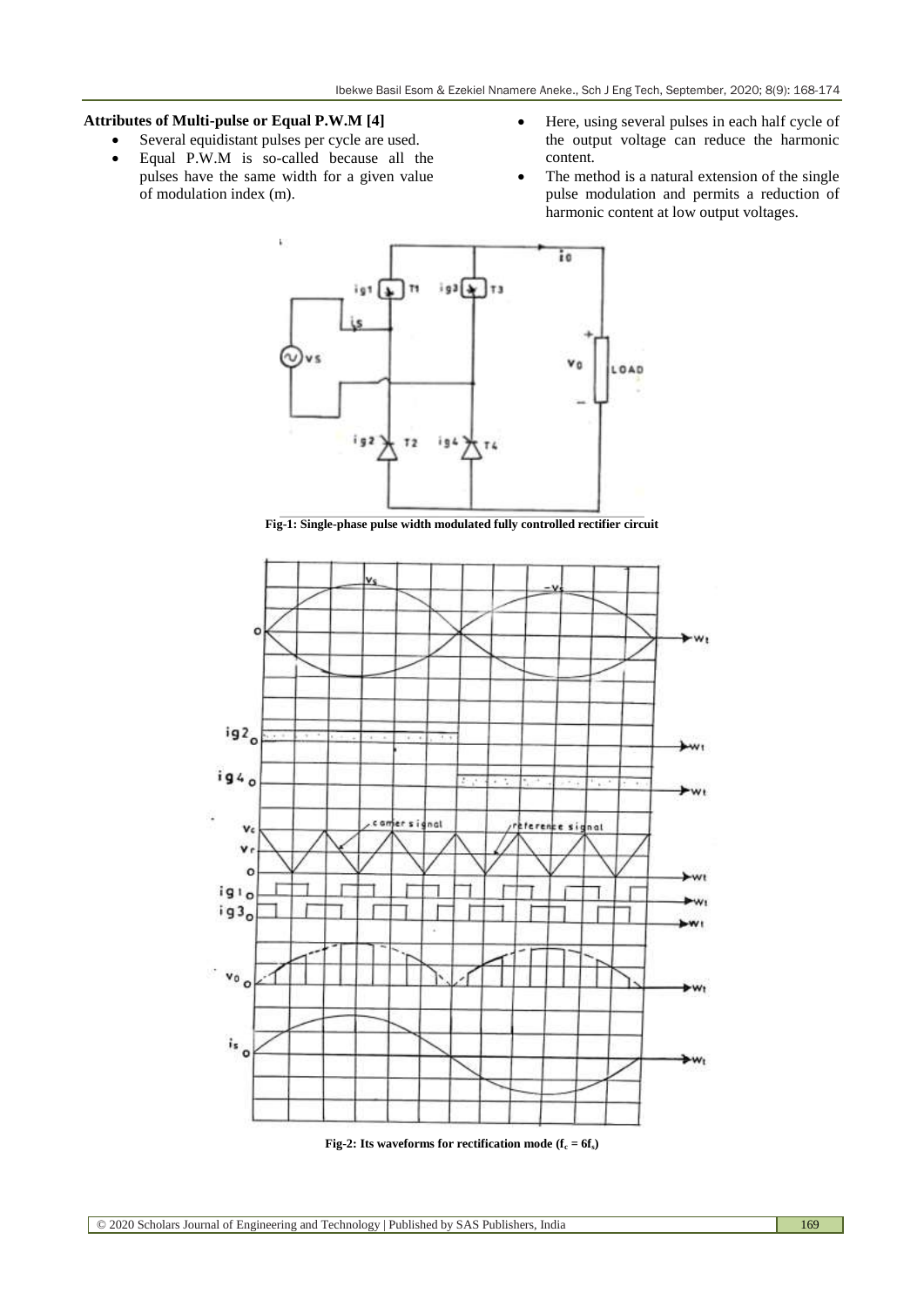**Attributes of Multi-pulse or Equal P.W.M [4]**

- Several equidistant pulses per cycle are used.
- Equal P.W.M is so-called because all the pulses have the same width for a given value of modulation index (m).
- Here, using several pulses in each half cycle of the output voltage can reduce the harmonic content.
- The method is a natural extension of the single pulse modulation and permits a reduction of harmonic content at low output voltages.

**Fig-1: Single-phase pulse width modulated fully controlled rectifier circuit**

**Fig-2: Its waveforms for rectification mode ($f_c = 6f_s$)**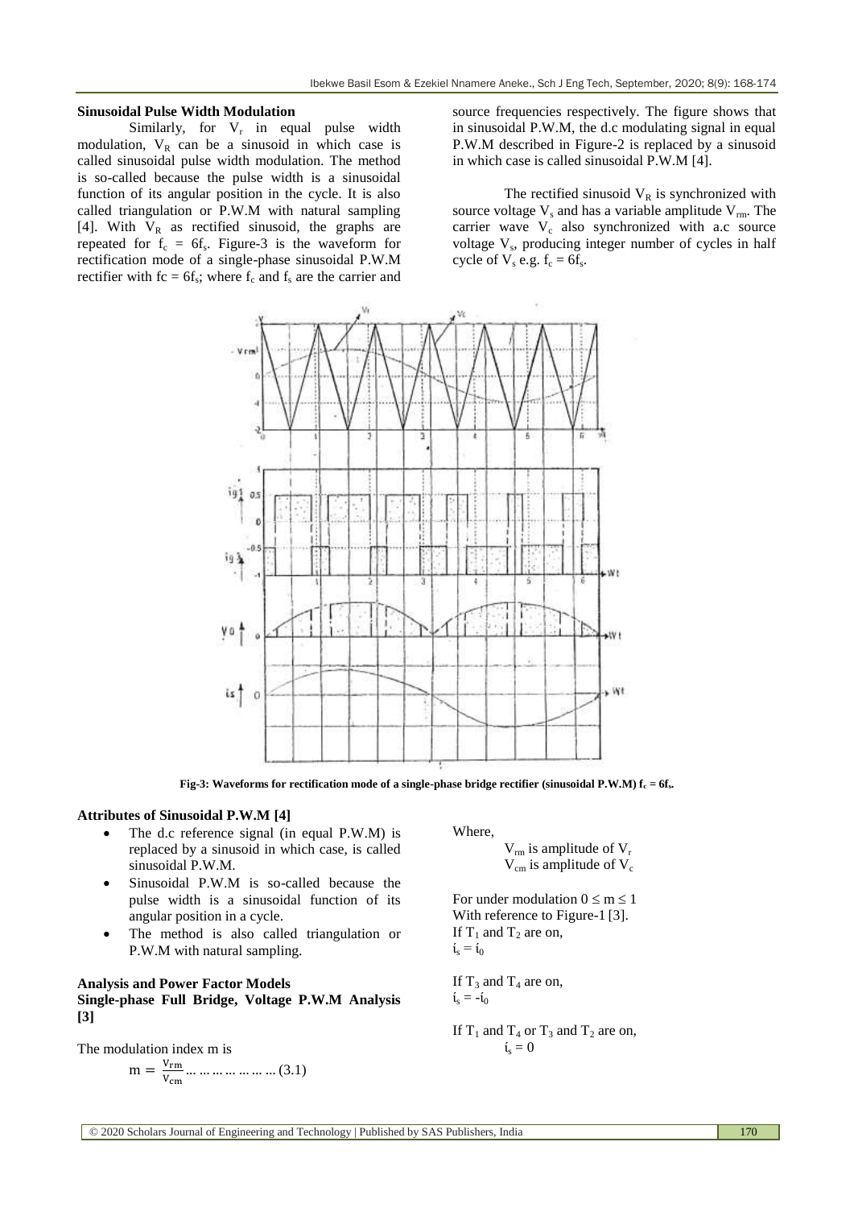### Sinusoidal Pulse Width Modulation

Similarly, for $V_r$ in equal pulse width modulation, $V_R$ can be a sinusoid in which case is called sinusoidal pulse width modulation. The method is so-called because the pulse width is a sinusoidal function of its angular position in the cycle. It is also called triangulation or P.W.M with natural sampling [4]. With $V_R$ as rectified sinusoid, the graphs are repeated for $f_c = 6f_s$. Figure-3 is the waveform for rectification mode of a single-phase sinusoidal P.W.M rectifier with $fc = 6f_s$; where $f_c$ and $f_s$ are the carrier and source frequencies respectively. The figure shows that in sinusoidal P.W.M, the d.c modulating signal in equal P.W.M described in Figure-2 is replaced by a sinusoid in which case is called sinusoidal P.W.M [4].

The rectified sinusoid $V_R$ is synchronized with source voltage $V_s$ and has a variable amplitude $V_{rm}$. The carrier wave $V_c$ also synchronized with a.c source voltage $V_s$, producing integer number of cycles in half cycle of $V_s$ e.g. $f_c = 6f_s$.

**Fig-3: Waveforms for rectification mode of a single-phase bridge rectifier (sinusoidal P.W.M) $f_c = 6f_s$.**

### Attributes of Sinusoidal P.W.M [4]

- The d.c reference signal (in equal P.W.M) is replaced by a sinusoid in which case, is called sinusoidal P.W.M.
- Sinusoidal P.W.M is so-called because the pulse width is a sinusoidal function of its angular position in a cycle.
- The method is also called triangulation or P.W.M with natural sampling.

### Analysis and Power Factor Models

### Single-phase Full Bridge, Voltage P.W.M Analysis [3]

The modulation index m is

$$m = \frac{V_{rm}}{V_{cm}} \ldots\ldots\ldots\ldots\ldots\ldots (3.1)$$

Where,

$V_{rm}$ is amplitude of $V_r$
$V_{cm}$ is amplitude of $V_c$

For under modulation $0 \leq m \leq 1$
With reference to Figure-1 [3].
If $T_1$ and $T_2$ are on,
$i_s = i_0$

If $T_3$ and $T_4$ are on,
$i_s = -i_0$

If $T_1$ and $T_4$ or $T_3$ and $T_2$ are on,
$i_s = 0$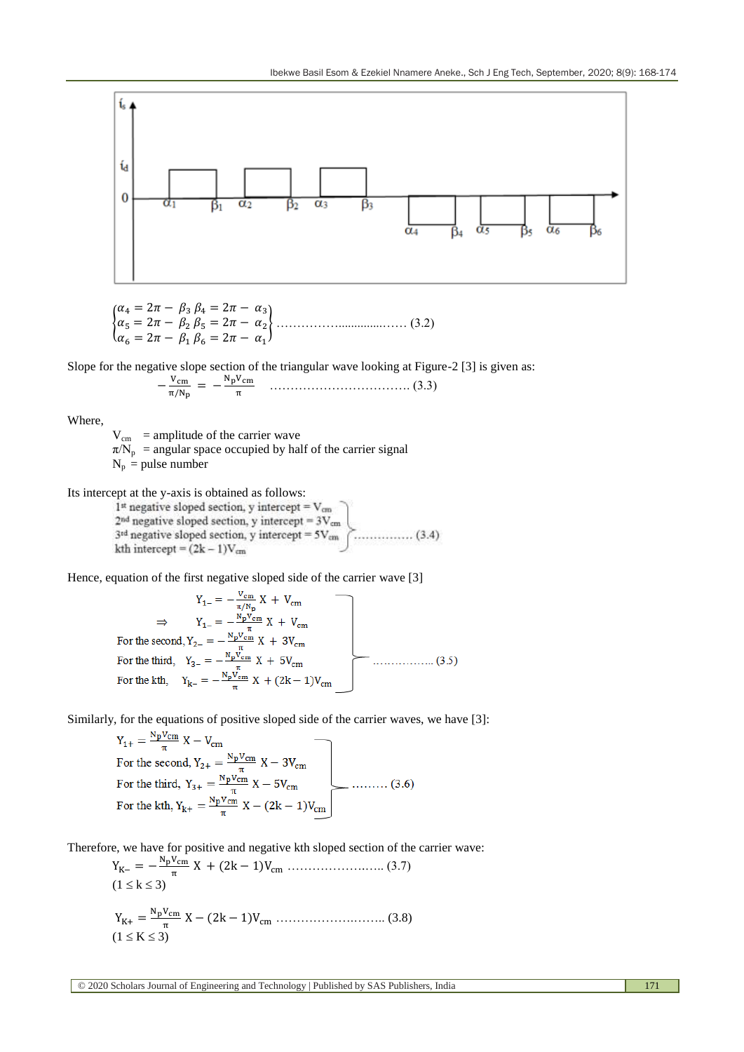$$\begin{Bmatrix} \alpha_4 = 2\pi - \beta_3 \; \beta_4 = 2\pi - \alpha_3 \\ \alpha_5 = 2\pi - \beta_2 \; \beta_5 = 2\pi - \alpha_2 \\ \alpha_6 = 2\pi - \beta_1 \; \beta_6 = 2\pi - \alpha_1 \end{Bmatrix} \quad \ldots\ldots\ldots\ldots\ldots\ldots \; (3.2)$$

Slope for the negative slope section of the triangular wave looking at Figure-2 [3] is given as:

$$-\frac{V_{cm}}{\pi/N_p} = -\frac{N_p V_{cm}}{\pi} \quad \ldots\ldots\ldots\ldots\ldots\ldots \; (3.3)$$

Where,

$V_{cm}$ = amplitude of the carrier wave
$\pi/N_p$ = angular space occupied by half of the carrier signal
$N_p$ = pulse number

Its intercept at the y-axis is obtained as follows:

1st negative sloped section, y intercept = $V_{cm}$
2nd negative sloped section, y intercept = $3V_{cm}$
3rd negative sloped section, y intercept = $5V_{cm}$ ………….. (3.4)
kth intercept = $(2k - 1)V_{cm}$

Hence, equation of the first negative sloped side of the carrier wave [3]

$$Y_{1-} = -\frac{V_{cm}}{\pi/N_p} X + V_{cm}$$

$$\Rightarrow \quad Y_{1-} = -\frac{N_p V_{cm}}{\pi} X + V_{cm}$$

For the second, $Y_{2-} = -\frac{N_p V_{cm}}{\pi} X + 3V_{cm}$

For the third, $Y_{3-} = -\frac{N_p V_{cm}}{\pi} X + 5V_{cm}$ …………….. (3.5)

For the kth, $Y_{k-} = -\frac{N_p V_{cm}}{\pi} X + (2k - 1)V_{cm}$

Similarly, for the equations of positive sloped side of the carrier waves, we have [3]:

$Y_{1+} = \frac{N_p V_{cm}}{\pi} X - V_{cm}$

For the second, $Y_{2+} = \frac{N_p V_{cm}}{\pi} X - 3V_{cm}$

For the third, $Y_{3+} = \frac{N_p V_{cm}}{\pi} X - 5V_{cm}$ ……… (3.6)

For the kth, $Y_{k+} = \frac{N_p V_{cm}}{\pi} X - (2k - 1)V_{cm}$

Therefore, we have for positive and negative kth sloped section of the carrier wave:

$$Y_{K-} = -\frac{N_p V_{cm}}{\pi} X + (2k - 1)V_{cm} \quad \ldots\ldots\ldots\ldots\ldots\ldots \; (3.7)$$

$(1 \leq k \leq 3)$

$$Y_{K+} = \frac{N_p V_{cm}}{\pi} X - (2k - 1)V_{cm} \quad \ldots\ldots\ldots\ldots\ldots\ldots \; (3.8)$$

$(1 \leq K \leq 3)$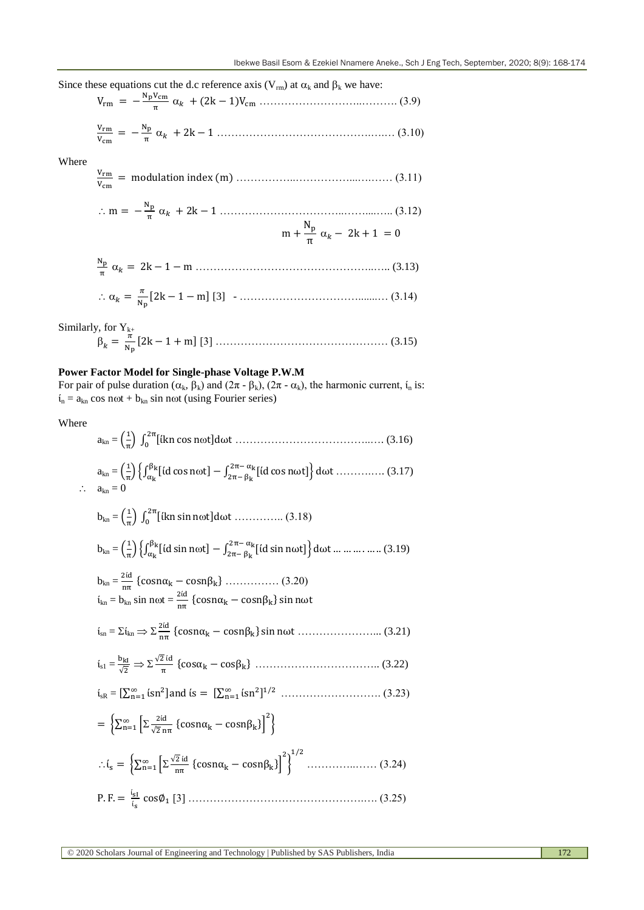Since these equations cut the d.c reference axis ($V_{rm}$) at $\alpha_k$ and $\beta_k$ we have:

$$V_{rm} = -\frac{N_p V_{cm}}{\pi}\alpha_k + (2k-1)V_{cm} \quad \text{(3.9)}$$

$$\frac{V_{rm}}{V_{cm}} = -\frac{N_p}{\pi}\alpha_k + 2k - 1 \quad \text{(3.10)}$$

Where

$$\frac{V_{rm}}{V_{cm}} = \text{modulation index (m)} \quad \text{(3.11)}$$

$$\therefore m = -\frac{N_p}{\pi}\alpha_k + 2k - 1 \quad \text{(3.12)}$$

$$m + \frac{N_p}{\pi}\alpha_k - 2k + 1 = 0$$

$$\frac{N_p}{\pi}\alpha_k = 2k - 1 - m \quad \text{(3.13)}$$

$$\therefore \alpha_k = \frac{\pi}{N_p}[2k - 1 - m] \; [3] \quad \text{(3.14)}$$

Similarly, for $Y_{k+}$

$$\beta_k = \frac{\pi}{N_p}[2k - 1 + m] \; [3] \quad \text{(3.15)}$$

**Power Factor Model for Single-phase Voltage P.W.M**

For pair of pulse duration ($\alpha_k$, $\beta_k$) and ($2\pi$ - $\beta_k$), ($2\pi$ - $\alpha_k$), the harmonic current, $i_n$ is:

$i_n = a_{kn}\cos n\omega t + b_{kn}\sin n\omega t$ (using Fourier series)

Where

$$a_{kn} = \left(\frac{1}{\pi}\right)\int_0^{2\pi}[i kn \cos n\omega t]d\omega t \quad \text{(3.16)}$$

$$a_{kn} = \left(\frac{1}{\pi}\right)\left\{\int_{\alpha_k}^{\beta_k}[i d \cos n\omega t] - \int_{2\pi-\beta_k}^{2\pi-\alpha_k}[i d \cos n\omega t]\right\}d\omega t \quad \text{(3.17)}$$

$$\therefore \quad a_{kn} = 0$$

$$b_{kn} = \left(\frac{1}{\pi}\right)\int_0^{2\pi}[i kn \sin n\omega t]d\omega t \quad \text{(3.18)}$$

$$b_{kn} = \left(\frac{1}{\pi}\right)\left\{\int_{\alpha_k}^{\beta_k}[i d \sin n\omega t] - \int_{2\pi-\beta_k}^{2\pi-\alpha_k}[i d \sin n\omega t]\right\}d\omega t \quad \text{(3.19)}$$

$$b_{kn} = \frac{2 i d}{n\pi}\{\cos n\alpha_k - \cos n\beta_k\} \quad \text{(3.20)}$$

$$i_{kn} = b_{kn}\sin n\omega t = \frac{2 i d}{n\pi}\{\cos n\alpha_k - \cos n\beta_k\}\sin n\omega t$$

$$i_{sn} = \Sigma i_{kn} \Rightarrow \Sigma\frac{2 i d}{n\pi}\{\cos n\alpha_k - \cos n\beta_k\}\sin n\omega t \quad \text{(3.21)}$$

$$i_{s1} = \frac{b_{kI}}{\sqrt{2}} \Rightarrow \Sigma\frac{\sqrt{2}\, i d}{\pi}\{\cos\alpha_k - \cos\beta_k\} \quad \text{(3.22)}$$

$$i_{sR} = \left[\sum_{n=1}^{\infty} i sn^2\right] \text{and } i s = \left[\sum_{n=1}^{\infty} i sn^2\right]^{1/2} \quad \text{(3.23)}$$

$$= \left\{\sum_{n=1}^{\infty}\left[\Sigma\frac{2 i d}{\sqrt{2}\, n\pi}\{\cos n\alpha_k - \cos n\beta_k\}\right]^2\right\}$$

$$\therefore i_s = \left\{\sum_{n=1}^{\infty}\left[\Sigma\frac{\sqrt{2}\, i d}{n\pi}\{\cos n\alpha_k - \cos n\beta_k\}\right]^2\right\}^{1/2} \quad \text{(3.24)}$$

$$P.F. = \frac{i_{sI}}{i_s}\cos\emptyset_1 \; [3] \quad \text{(3.25)}$$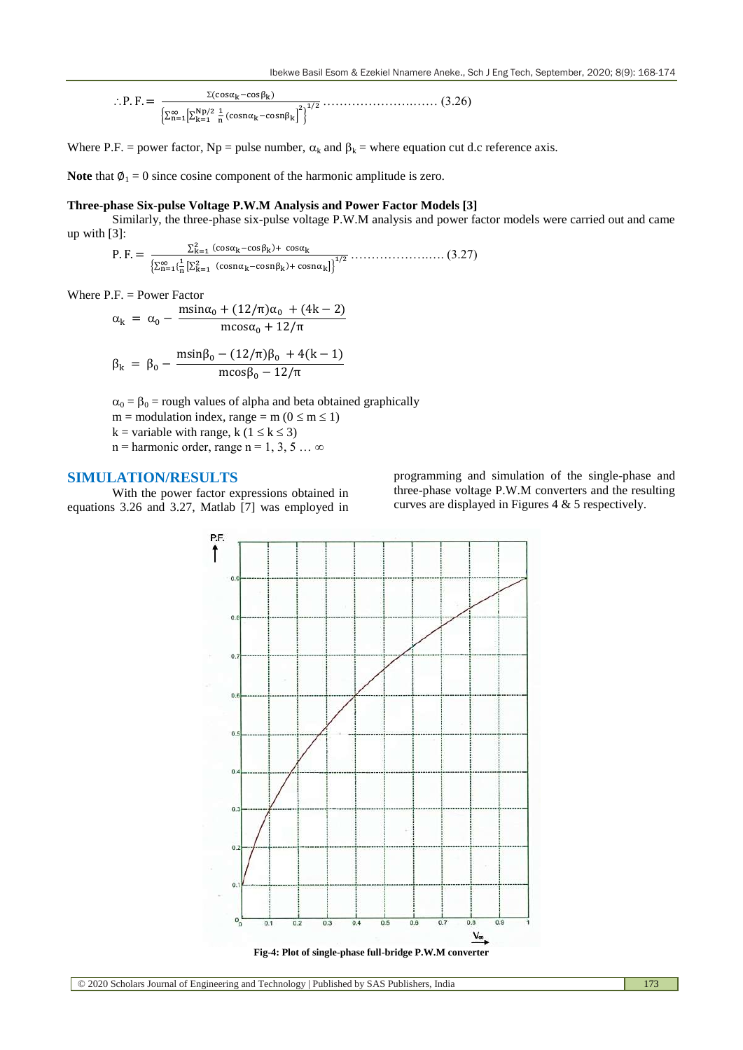$$\therefore \text{P. F.} = \frac{\Sigma(\cos\alpha_k - \cos\beta_k)}{\left\{\sum_{n=1}^{\infty}\left[\sum_{k=1}^{Np/2}\frac{1}{n}(\cos n\alpha_k - \cos n\beta_k\right]^2\right\}^{1/2}} \quad \ldots\ldots\ldots\ldots\ldots\ldots\ldots\ldots\ldots (3.26)$$

Where P.F. = power factor, Np = pulse number, $\alpha_k$ and $\beta_k$ = where equation cut d.c reference axis.

**Note** that $\emptyset_1 = 0$ since cosine component of the harmonic amplitude is zero.

### Three-phase Six-pulse Voltage P.W.M Analysis and Power Factor Models [3]

Similarly, the three-phase six-pulse voltage P.W.M analysis and power factor models were carried out and came up with [3]:

$$\text{P. F.} = \frac{\sum_{k=1}^{2}(\cos\alpha_k - \cos\beta_k) + \cos\alpha_k}{\left\{\sum_{n=1}^{\infty}\left\{\frac{1}{n}\left[\sum_{k=1}^{2}(\cos n\alpha_k - \cos n\beta_k) + \cos n\alpha_k\right]\right\}^{1/2}\right.} \quad \ldots\ldots\ldots\ldots\ldots\ldots\ldots (3.27)$$

Where P.F. = Power Factor

$$\alpha_k = \alpha_0 - \frac{m\sin\alpha_0 + (12/\pi)\alpha_0 + (4k-2)}{m\cos\alpha_0 + 12/\pi}$$

$$\beta_k = \beta_0 - \frac{m\sin\beta_0 - (12/\pi)\beta_0 + 4(k-1)}{m\cos\beta_0 - 12/\pi}$$

$\alpha_0 = \beta_0$ = rough values of alpha and beta obtained graphically
m = modulation index, range = m ($0 \leq m \leq 1$)
k = variable with range, k ($1 \leq k \leq 3$)
n = harmonic order, range n = 1, 3, 5 … ∞

## SIMULATION/RESULTS

With the power factor expressions obtained in equations 3.26 and 3.27, Matlab [7] was employed in programming and simulation of the single-phase and three-phase voltage P.W.M converters and the resulting curves are displayed in Figures 4 & 5 respectively.

Fig-4: Plot of single-phase full-bridge P.W.M converter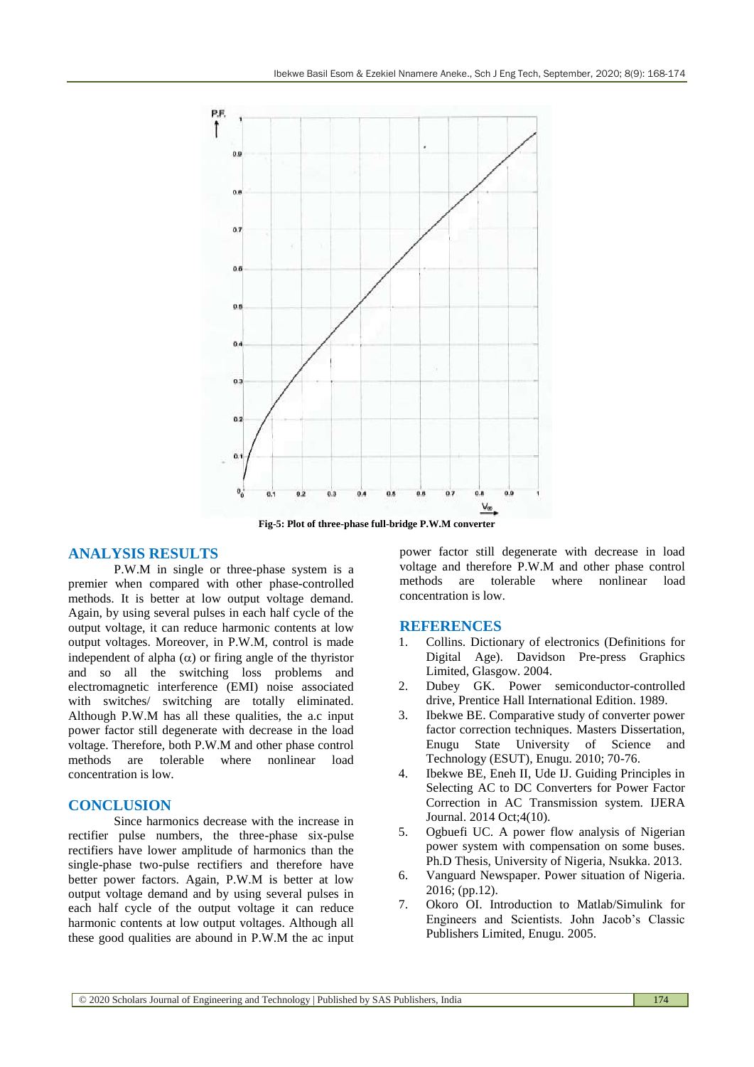P.F.

1

0.9

0.8

0.7

0.6

0.5

0.4

0.3

0.2

0.1

0

0 0.1 0.2 0.3 0.4 0.5 0.6 0.7 0.8 0.9 1

$V_{00}$

**Fig-5: Plot of three-phase full-bridge P.W.M converter**

## ANALYSIS RESULTS

P.W.M in single or three-phase system is a premier when compared with other phase-controlled methods. It is better at low output voltage demand. Again, by using several pulses in each half cycle of the output voltage, it can reduce harmonic contents at low output voltages. Moreover, in P.W.M, control is made independent of alpha ($\alpha$) or firing angle of the thyristor and so all the switching loss problems and electromagnetic interference (EMI) noise associated with switches/ switching are totally eliminated. Although P.W.M has all these qualities, the a.c input power factor still degenerate with decrease in the load voltage. Therefore, both P.W.M and other phase control methods are tolerable where nonlinear load concentration is low.

## CONCLUSION

Since harmonics decrease with the increase in rectifier pulse numbers, the three-phase six-pulse rectifiers have lower amplitude of harmonics than the single-phase two-pulse rectifiers and therefore have better power factors. P.W.M is better at low output voltage demand and by using several pulses in each half cycle of the output voltage it can reduce harmonic contents at low output voltages. Although all these good qualities are abound in P.W.M the ac input power factor still degenerate with decrease in load voltage and therefore P.W.M and other phase control methods are tolerable where nonlinear load concentration is low.

## REFERENCES

1. Collins. Dictionary of electronics (Definitions for Digital Age). Davidson Pre-press Graphics Limited, Glasgow. 2004.
2. Dubey GK. Power semiconductor-controlled drive, Prentice Hall International Edition. 1989.
3. Ibekwe BE. Comparative study of converter power factor correction techniques. Masters Dissertation, Enugu State University of Science and Technology (ESUT), Enugu. 2010; 70-76.
4. Ibekwe BE, Eneh II, Ude IJ. Guiding Principles in Selecting AC to DC Converters for Power Factor Correction in AC Transmission system. IJERA Journal. 2014 Oct;4(10).
5. Ogbuefi UC. A power flow analysis of Nigerian power system with compensation on some buses. Ph.D Thesis, University of Nigeria, Nsukka. 2013.
6. Vanguard Newspaper. Power situation of Nigeria. 2016; (pp.12).
7. Okoro OI. Introduction to Matlab/Simulink for Engineers and Scientists. John Jacob's Classic Publishers Limited, Enugu. 2005.